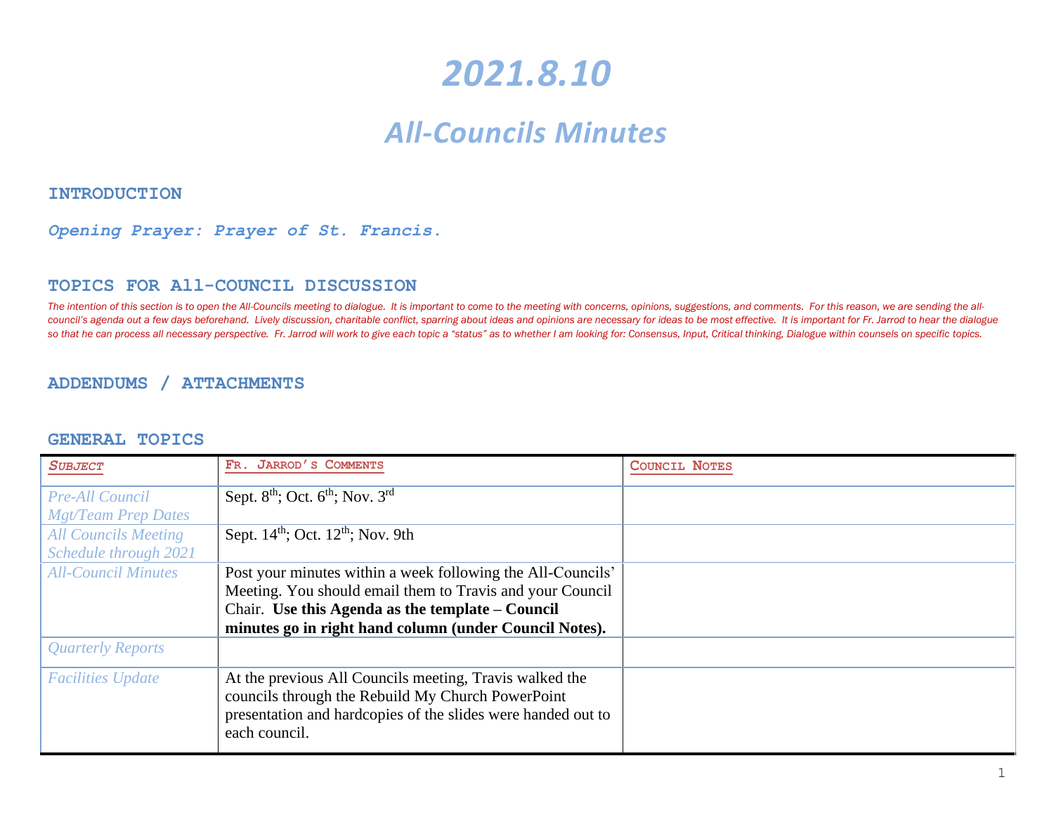# 2021.8.10

## All-Councils Minutes

### INTRODUCTION

*Opening Prayer: Prayer of St. Francis.*

### TOPICS FOR All-COUNCIL DISCUSSION

*The intention of this section is to open the All-Councils meeting to dialogue. It is important to come to the meeting with concerns, opinions, suggestions, and comments. For this reason, we are sending the all-council's agenda out a few days beforehand. Lively discussion, charitable conflict, sparring about ideas and opinions are necessary for ideas to be most effective. It is important for Fr. Jarrod to hear the dialogue so that he can process all necessary perspective. Fr. Jarrod will work to give each topic a "status" as to whether I am looking for: Consensus, Input, Critical thinking, Dialogue within counsels on specific topics.*

### ADDENDUMS / ATTACHMENTS

### GENERAL TOPICS

| *Subject* | Fr. Jarrod's Comments | Council Notes |
|---|---|---|
| *Pre-All Council Mgt/Team Prep Dates* | Sept. 8th; Oct. 6th; Nov. 3rd | |
| *All Councils Meeting Schedule through 2021* | Sept. 14th; Oct. 12th; Nov. 9th | |
| *All-Council Minutes* | Post your minutes within a week following the All-Councils' Meeting. You should email them to Travis and your Council Chair. **Use this Agenda as the template – Council minutes go in right hand column (under Council Notes).** | |
| *Quarterly Reports* | | |
| *Facilities Update* | At the previous All Councils meeting, Travis walked the councils through the Rebuild My Church PowerPoint presentation and hardcopies of the slides were handed out to each council. | |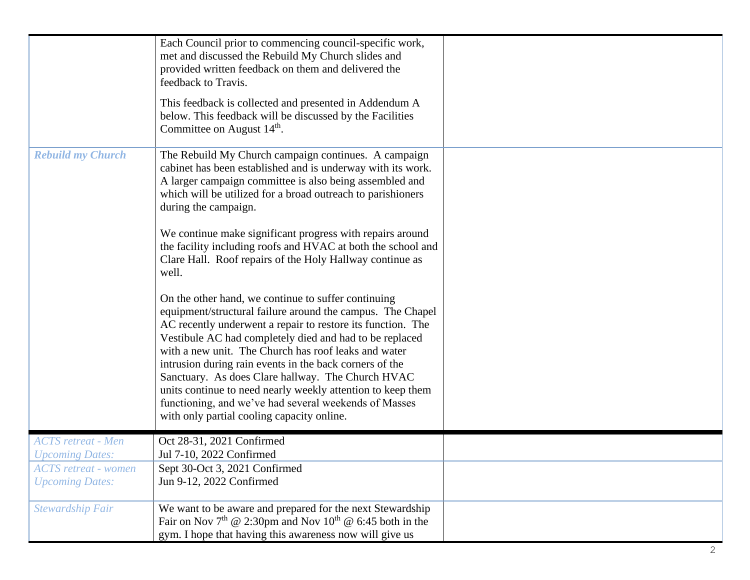| | | |
|---|---|---|
| | Each Council prior to commencing council-specific work, met and discussed the Rebuild My Church slides and provided written feedback on them and delivered the feedback to Travis.<br><br>This feedback is collected and presented in Addendum A below. This feedback will be discussed by the Facilities Committee on August 14th. | |
| *Rebuild my Church* | The Rebuild My Church campaign continues. A campaign cabinet has been established and is underway with its work. A larger campaign committee is also being assembled and which will be utilized for a broad outreach to parishioners during the campaign.<br><br>We continue make significant progress with repairs around the facility including roofs and HVAC at both the school and Clare Hall. Roof repairs of the Holy Hallway continue as well.<br><br>On the other hand, we continue to suffer continuing equipment/structural failure around the campus. The Chapel AC recently underwent a repair to restore its function. The Vestibule AC had completely died and had to be replaced with a new unit. The Church has roof leaks and water intrusion during rain events in the back corners of the Sanctuary. As does Clare hallway. The Church HVAC units continue to need nearly weekly attention to keep them functioning, and we've had several weekends of Masses with only partial cooling capacity online. | |
| *ACTS retreat - Men Upcoming Dates:* | Oct 28-31, 2021 Confirmed<br>Jul 7-10, 2022 Confirmed | |
| *ACTS retreat - women Upcoming Dates:* | Sept 30-Oct 3, 2021 Confirmed<br>Jun 9-12, 2022 Confirmed | |
| *Stewardship Fair* | We want to be aware and prepared for the next Stewardship Fair on Nov 7th @ 2:30pm and Nov 10th @ 6:45 both in the gym. I hope that having this awareness now will give us | |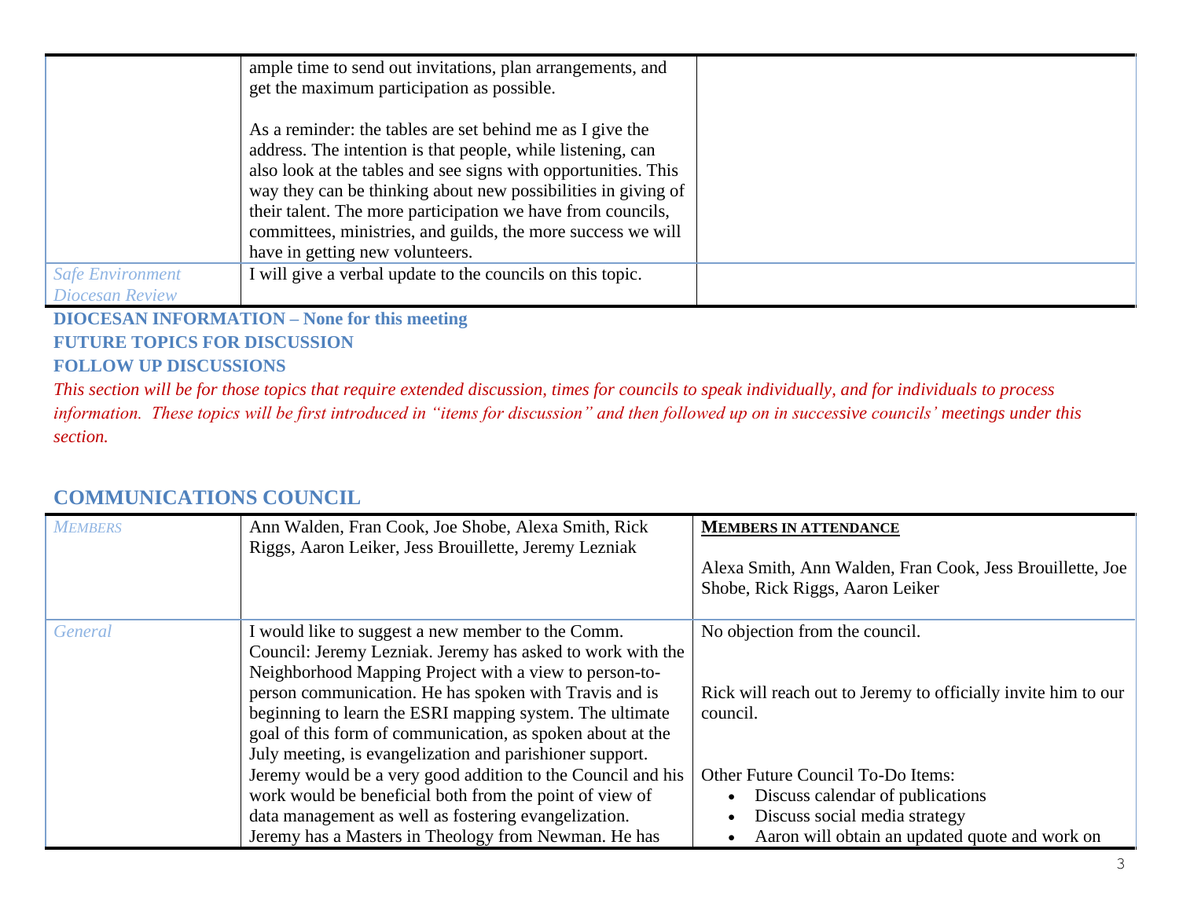| | | |
|---|---|---|
| | ample time to send out invitations, plan arrangements, and get the maximum participation as possible.<br><br>As a reminder: the tables are set behind me as I give the address. The intention is that people, while listening, can also look at the tables and see signs with opportunities. This way they can be thinking about new possibilities in giving of their talent. The more participation we have from councils, committees, ministries, and guilds, the more success we will have in getting new volunteers. | |
| *Safe Environment Diocesan Review* | I will give a verbal update to the councils on this topic. | |

**DIOCESAN INFORMATION – None for this meeting**

**FUTURE TOPICS FOR DISCUSSION**

**FOLLOW UP DISCUSSIONS**

*This section will be for those topics that require extended discussion, times for councils to speak individually, and for individuals to process information. These topics will be first introduced in "items for discussion" and then followed up on in successive councils' meetings under this section.*

## COMMUNICATIONS COUNCIL

| *MEMBERS* | Ann Walden, Fran Cook, Joe Shobe, Alexa Smith, Rick Riggs, Aaron Leiker, Jess Brouillette, Jeremy Lezniak | **MEMBERS IN ATTENDANCE**<br><br>Alexa Smith, Ann Walden, Fran Cook, Jess Brouillette, Joe Shobe, Rick Riggs, Aaron Leiker |
|---|---|---|
| *General* | I would like to suggest a new member to the Comm. Council: Jeremy Lezniak. Jeremy has asked to work with the Neighborhood Mapping Project with a view to person-to-person communication. He has spoken with Travis and is beginning to learn the ESRI mapping system. The ultimate goal of this form of communication, as spoken about at the July meeting, is evangelization and parishioner support. Jeremy would be a very good addition to the Council and his work would be beneficial both from the point of view of data management as well as fostering evangelization. Jeremy has a Masters in Theology from Newman. He has | No objection from the council.<br><br>Rick will reach out to Jeremy to officially invite him to our council.<br><br>Other Future Council To-Do Items:<br>• Discuss calendar of publications<br>• Discuss social media strategy<br>• Aaron will obtain an updated quote and work on |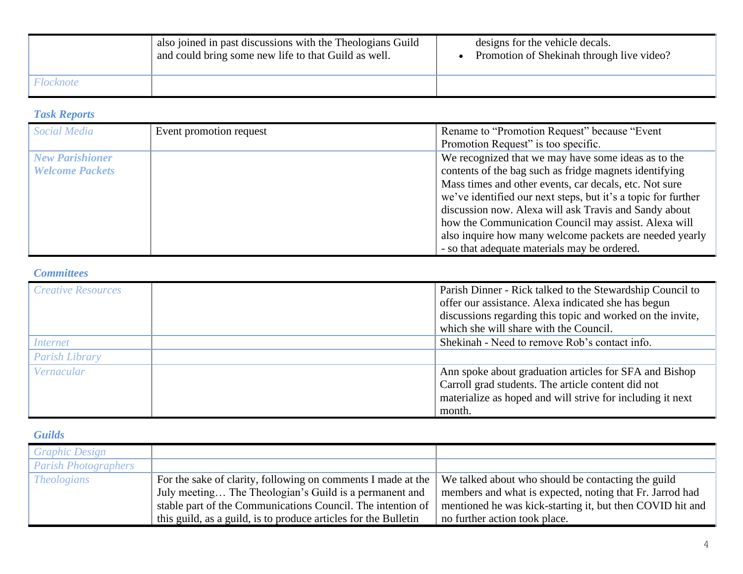| | | |
|---|---|---|
| | also joined in past discussions with the Theologians Guild and could bring some new life to that Guild as well. | designs for the vehicle decals.<br>• Promotion of Shekinah through live video? |
| *Flocknote* | | |

### *Task Reports*

| | | |
|---|---|---|
| *Social Media* | Event promotion request | Rename to "Promotion Request" because "Event Promotion Request" is too specific. |
| ***New Parishioner Welcome Packets*** | | We recognized that we may have some ideas as to the contents of the bag such as fridge magnets identifying Mass times and other events, car decals, etc. Not sure we've identified our next steps, but it's a topic for further discussion now. Alexa will ask Travis and Sandy about how the Communication Council may assist. Alexa will also inquire how many welcome packets are needed yearly - so that adequate materials may be ordered. |

### *Committees*

| | | |
|---|---|---|
| *Creative Resources* | | Parish Dinner - Rick talked to the Stewardship Council to offer our assistance. Alexa indicated she has begun discussions regarding this topic and worked on the invite, which she will share with the Council. |
| *Internet* | | Shekinah - Need to remove Rob's contact info. |
| *Parish Library* | | |
| *Vernacular* | | Ann spoke about graduation articles for SFA and Bishop Carroll grad students. The article content did not materialize as hoped and will strive for including it next month. |

### *Guilds*

| | | |
|---|---|---|
| *Graphic Design* | | |
| *Parish Photographers* | | |
| *Theologians* | For the sake of clarity, following on comments I made at the July meeting… The Theologian's Guild is a permanent and stable part of the Communications Council. The intention of this guild, as a guild, is to produce articles for the Bulletin | We talked about who should be contacting the guild members and what is expected, noting that Fr. Jarrod had mentioned he was kick-starting it, but then COVID hit and no further action took place. |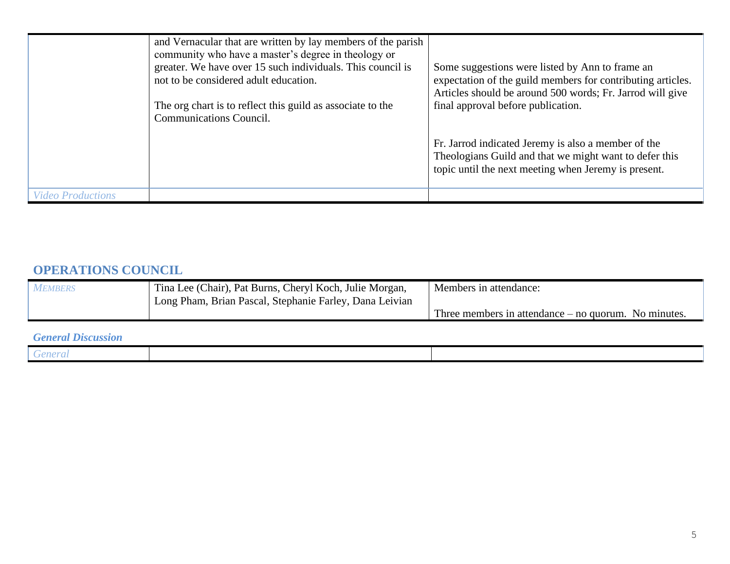| | | |
|---|---|---|
| | and Vernacular that are written by lay members of the parish community who have a master's degree in theology or greater. We have over 15 such individuals. This council is not to be considered adult education.<br><br>The org chart is to reflect this guild as associate to the Communications Council. | Some suggestions were listed by Ann to frame an expectation of the guild members for contributing articles. Articles should be around 500 words; Fr. Jarrod will give final approval before publication.<br><br>Fr. Jarrod indicated Jeremy is also a member of the Theologians Guild and that we might want to defer this topic until the next meeting when Jeremy is present. |
| *Video Productions* | | |

## OPERATIONS COUNCIL

| | | |
|---|---|---|
| *MEMBERS* | Tina Lee (Chair), Pat Burns, Cheryl Koch, Julie Morgan, Long Pham, Brian Pascal, Stephanie Farley, Dana Leivian | Members in attendance:<br><br>Three members in attendance – no quorum. No minutes. |

### *General Discussion*

| | | |
|---|---|---|
| *General* | | |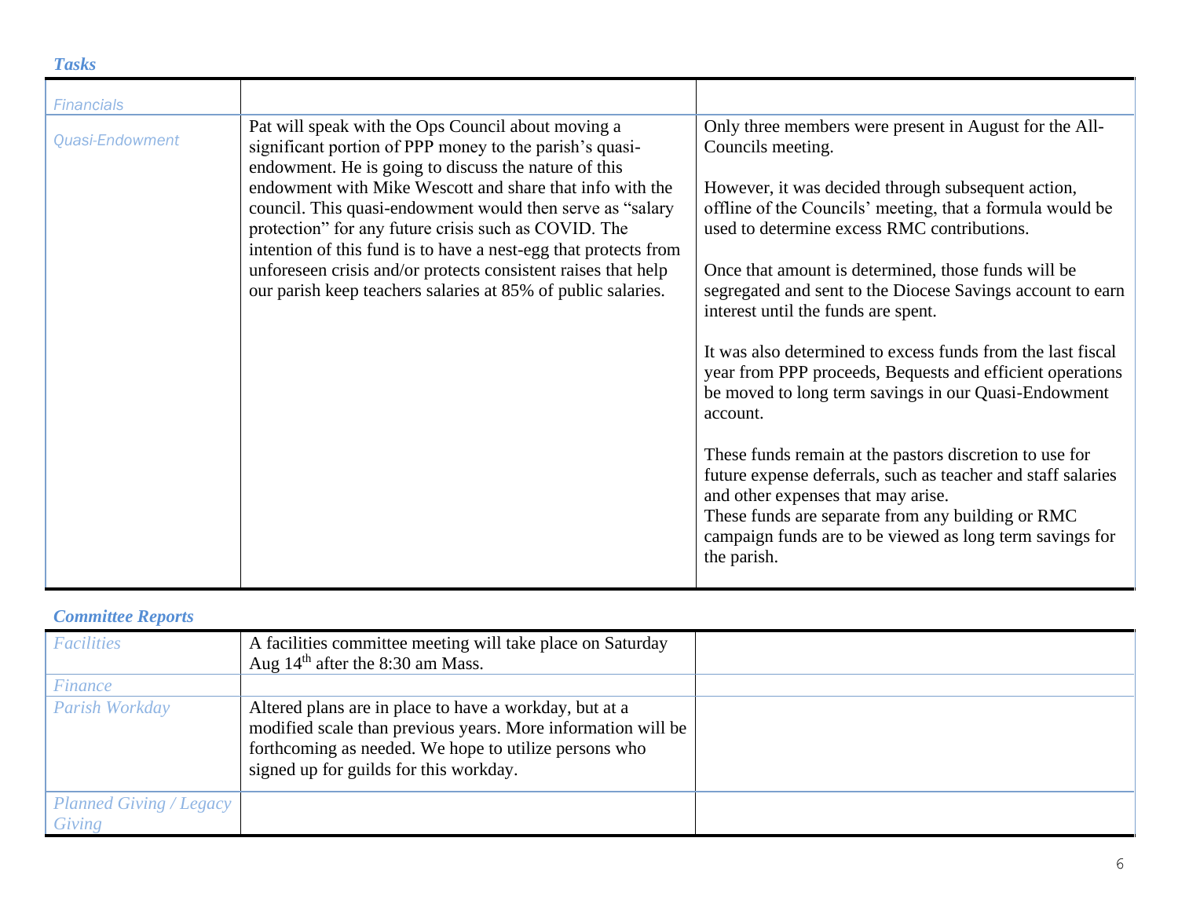### *Tasks*

| *Financials* | | |
|---|---|---|
| *Quasi-Endowment* | Pat will speak with the Ops Council about moving a significant portion of PPP money to the parish's quasi-endowment. He is going to discuss the nature of this endowment with Mike Wescott and share that info with the council. This quasi-endowment would then serve as "salary protection" for any future crisis such as COVID. The intention of this fund is to have a nest-egg that protects from unforeseen crisis and/or protects consistent raises that help our parish keep teachers salaries at 85% of public salaries. | Only three members were present in August for the All-Councils meeting.<br><br>However, it was decided through subsequent action, offline of the Councils' meeting, that a formula would be used to determine excess RMC contributions.<br><br>Once that amount is determined, those funds will be segregated and sent to the Diocese Savings account to earn interest until the funds are spent.<br><br>It was also determined to excess funds from the last fiscal year from PPP proceeds, Bequests and efficient operations be moved to long term savings in our Quasi-Endowment account.<br><br>These funds remain at the pastors discretion to use for future expense deferrals, such as teacher and staff salaries and other expenses that may arise.<br>These funds are separate from any building or RMC campaign funds are to be viewed as long term savings for the parish. |

### *Committee Reports*

| *Facilities* | A facilities committee meeting will take place on Saturday Aug 14th after the 8:30 am Mass. | |
|---|---|---|
| *Finance* | | |
| *Parish Workday* | Altered plans are in place to have a workday, but at a modified scale than previous years. More information will be forthcoming as needed. We hope to utilize persons who signed up for guilds for this workday. | |
| *Planned Giving / Legacy Giving* | | |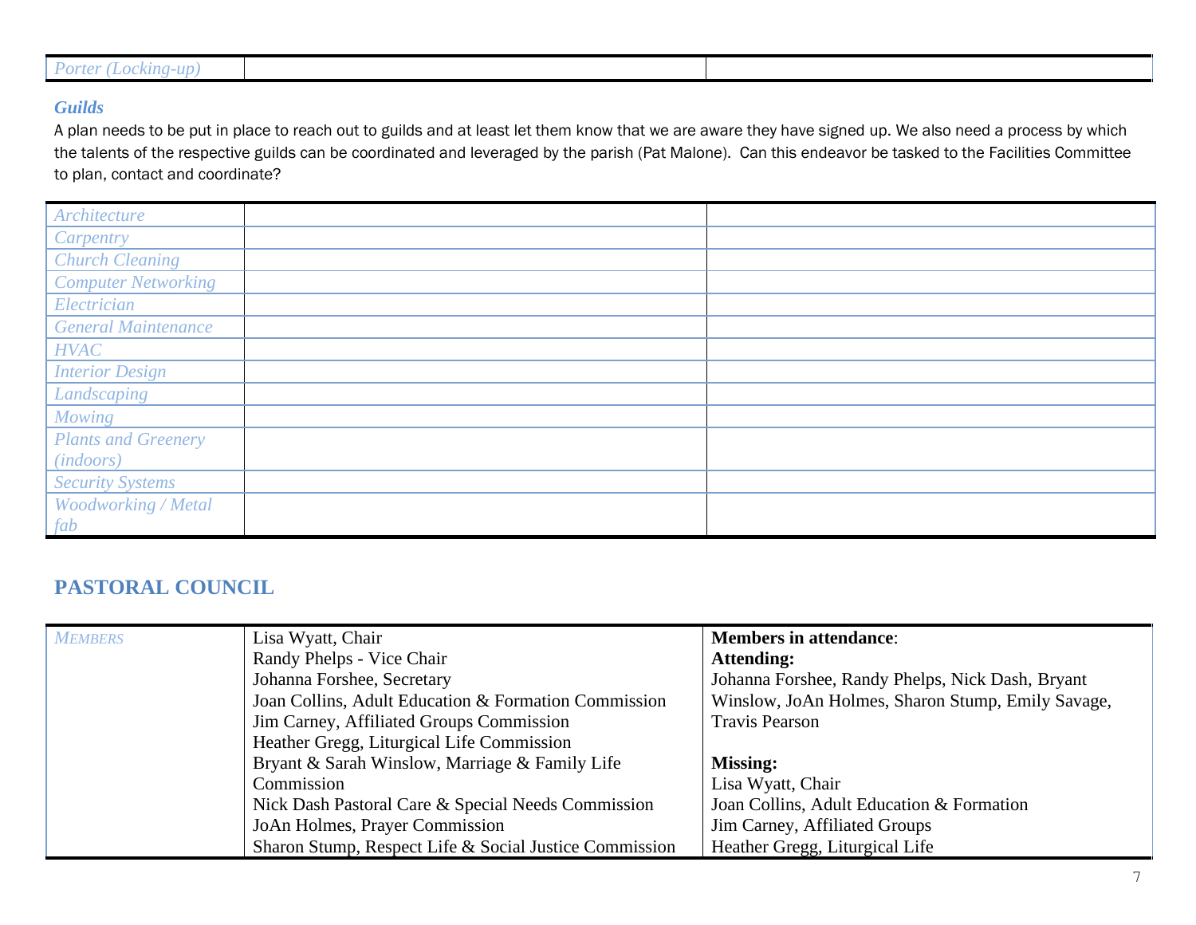| *Porter (Locking-up)* | | |
|---|---|---|

### *Guilds*

A plan needs to be put in place to reach out to guilds and at least let them know that we are aware they have signed up. We also need a process by which the talents of the respective guilds can be coordinated and leveraged by the parish (Pat Malone). Can this endeavor be tasked to the Facilities Committee to plan, contact and coordinate?

| | | |
|---|---|---|
| *Architecture* | | |
| *Carpentry* | | |
| *Church Cleaning* | | |
| *Computer Networking* | | |
| *Electrician* | | |
| *General Maintenance* | | |
| *HVAC* | | |
| *Interior Design* | | |
| *Landscaping* | | |
| *Mowing* | | |
| *Plants and Greenery (indoors)* | | |
| *Security Systems* | | |
| *Woodworking / Metal fab* | | |

## PASTORAL COUNCIL

| | | |
|---|---|---|
| *MEMBERS* | Lisa Wyatt, Chair<br>Randy Phelps - Vice Chair<br>Johanna Forshee, Secretary<br>Joan Collins, Adult Education & Formation Commission<br>Jim Carney, Affiliated Groups Commission<br>Heather Gregg, Liturgical Life Commission<br>Bryant & Sarah Winslow, Marriage & Family Life Commission<br>Nick Dash Pastoral Care & Special Needs Commission<br>JoAn Holmes, Prayer Commission<br>Sharon Stump, Respect Life & Social Justice Commission | **Members in attendance**:<br>**Attending:**<br>Johanna Forshee, Randy Phelps, Nick Dash, Bryant Winslow, JoAn Holmes, Sharon Stump, Emily Savage, Travis Pearson<br><br>**Missing:**<br>Lisa Wyatt, Chair<br>Joan Collins, Adult Education & Formation<br>Jim Carney, Affiliated Groups<br>Heather Gregg, Liturgical Life |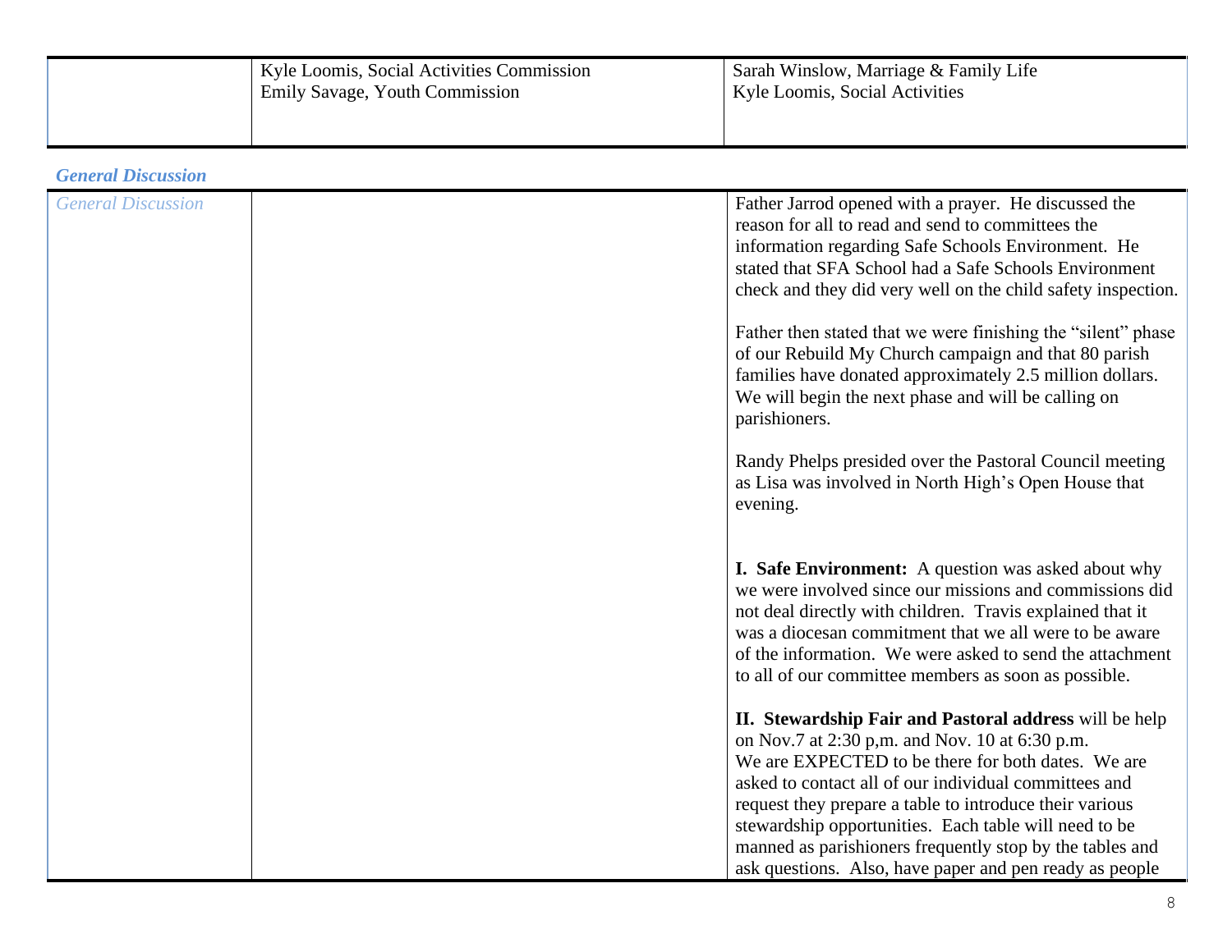| | Kyle Loomis, Social Activities Commission<br>Emily Savage, Youth Commission | Sarah Winslow, Marriage & Family Life<br>Kyle Loomis, Social Activities |
|---|---|---|

### *General Discussion*

| *General Discussion* | | Father Jarrod opened with a prayer. He discussed the reason for all to read and send to committees the information regarding Safe Schools Environment. He stated that SFA School had a Safe Schools Environment check and they did very well on the child safety inspection.<br><br>Father then stated that we were finishing the "silent" phase of our Rebuild My Church campaign and that 80 parish families have donated approximately 2.5 million dollars. We will begin the next phase and will be calling on parishioners.<br><br>Randy Phelps presided over the Pastoral Council meeting as Lisa was involved in North High's Open House that evening.<br><br>**I. Safe Environment:** A question was asked about why we were involved since our missions and commissions did not deal directly with children. Travis explained that it was a diocesan commitment that we all were to be aware of the information. We were asked to send the attachment to all of our committee members as soon as possible.<br><br>**II. Stewardship Fair and Pastoral address** will be help on Nov.7 at 2:30 p,m. and Nov. 10 at 6:30 p.m. We are EXPECTED to be there for both dates. We are asked to contact all of our individual committees and request they prepare a table to introduce their various stewardship opportunities. Each table will need to be manned as parishioners frequently stop by the tables and ask questions. Also, have paper and pen ready as people |
|---|---|---|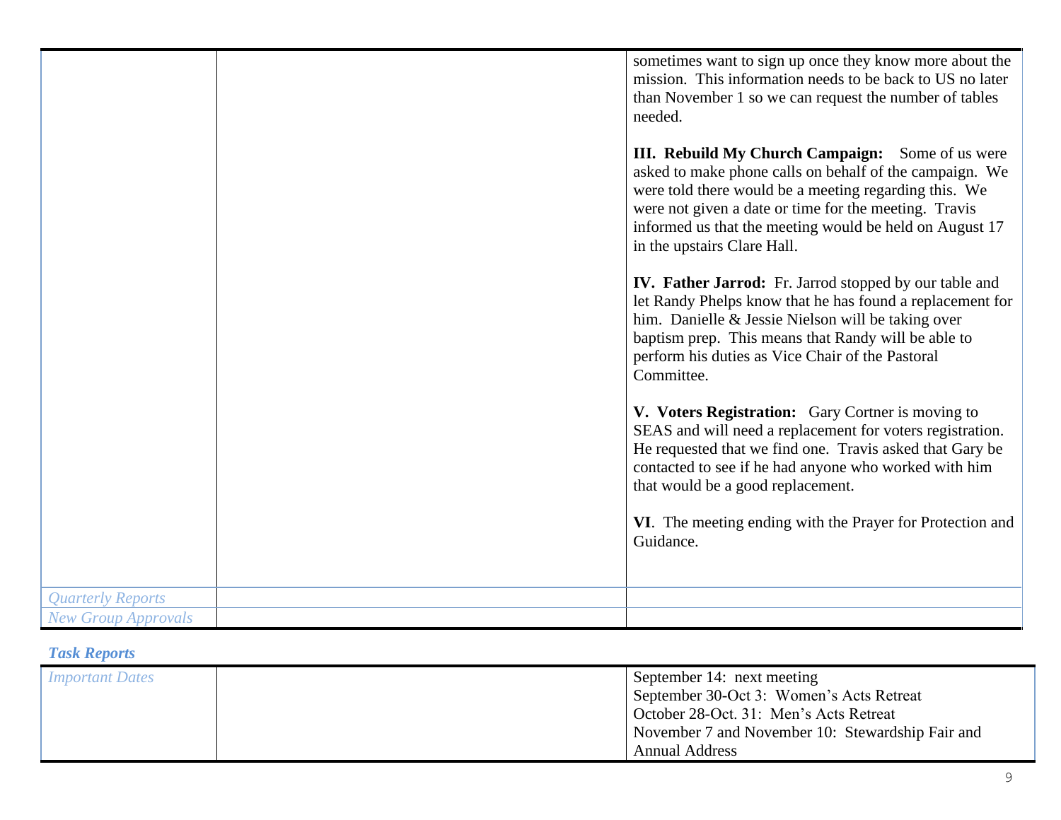| | | |
|---|---|---|
| | | sometimes want to sign up once they know more about the mission. This information needs to be back to US no later than November 1 so we can request the number of tables needed.<br><br>**III. Rebuild My Church Campaign:** Some of us were asked to make phone calls on behalf of the campaign. We were told there would be a meeting regarding this. We were not given a date or time for the meeting. Travis informed us that the meeting would be held on August 17 in the upstairs Clare Hall.<br><br>**IV. Father Jarrod:** Fr. Jarrod stopped by our table and let Randy Phelps know that he has found a replacement for him. Danielle & Jessie Nielson will be taking over baptism prep. This means that Randy will be able to perform his duties as Vice Chair of the Pastoral Committee.<br><br>**V. Voters Registration:** Gary Cortner is moving to SEAS and will need a replacement for voters registration. He requested that we find one. Travis asked that Gary be contacted to see if he had anyone who worked with him that would be a good replacement.<br><br>**VI**. The meeting ending with the Prayer for Protection and Guidance. |
| *Quarterly Reports* | | |
| *New Group Approvals* | | |

### *Task Reports*

| | | |
|---|---|---|
| *Important Dates* | | September 14: next meeting<br>September 30-Oct 3: Women's Acts Retreat<br>October 28-Oct. 31: Men's Acts Retreat<br>November 7 and November 10: Stewardship Fair and Annual Address |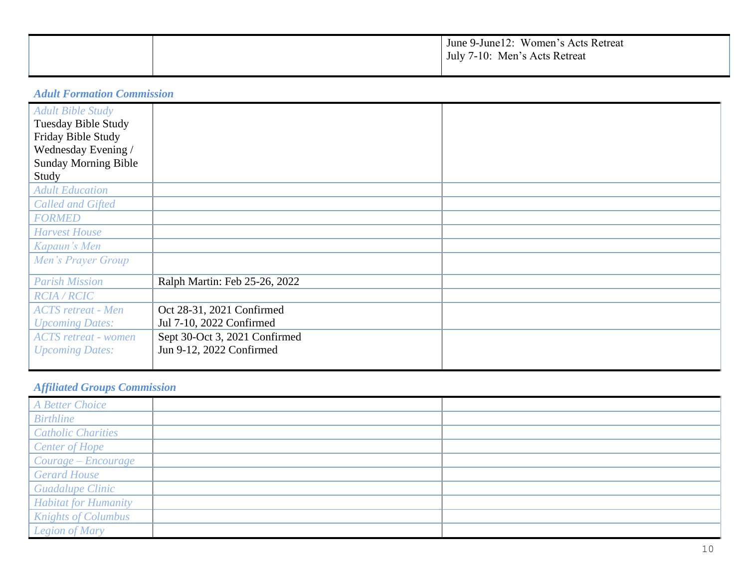| | | |
|---|---|---|
| | | June 9-June12: Women's Acts Retreat<br>July 7-10: Men's Acts Retreat |

### *Adult Formation Commission*

| | | |
|---|---|---|
| *Adult Bible Study*<br>Tuesday Bible Study<br>Friday Bible Study<br>Wednesday Evening / Sunday Morning Bible Study | | |
| *Adult Education* | | |
| *Called and Gifted* | | |
| *FORMED* | | |
| *Harvest House* | | |
| *Kapaun's Men* | | |
| *Men's Prayer Group* | | |
| *Parish Mission* | Ralph Martin: Feb 25-26, 2022 | |
| *RCIA / RCIC* | | |
| *ACTS retreat - Men*<br>*Upcoming Dates:* | Oct 28-31, 2021 Confirmed<br>Jul 7-10, 2022 Confirmed | |
| *ACTS retreat - women*<br>*Upcoming Dates:* | Sept 30-Oct 3, 2021 Confirmed<br>Jun 9-12, 2022 Confirmed | |

### *Affiliated Groups Commission*

| | | |
|---|---|---|
| *A Better Choice* | | |
| *Birthline* | | |
| *Catholic Charities* | | |
| *Center of Hope* | | |
| *Courage – Encourage* | | |
| *Gerard House* | | |
| *Guadalupe Clinic* | | |
| *Habitat for Humanity* | | |
| *Knights of Columbus* | | |
| *Legion of Mary* | | |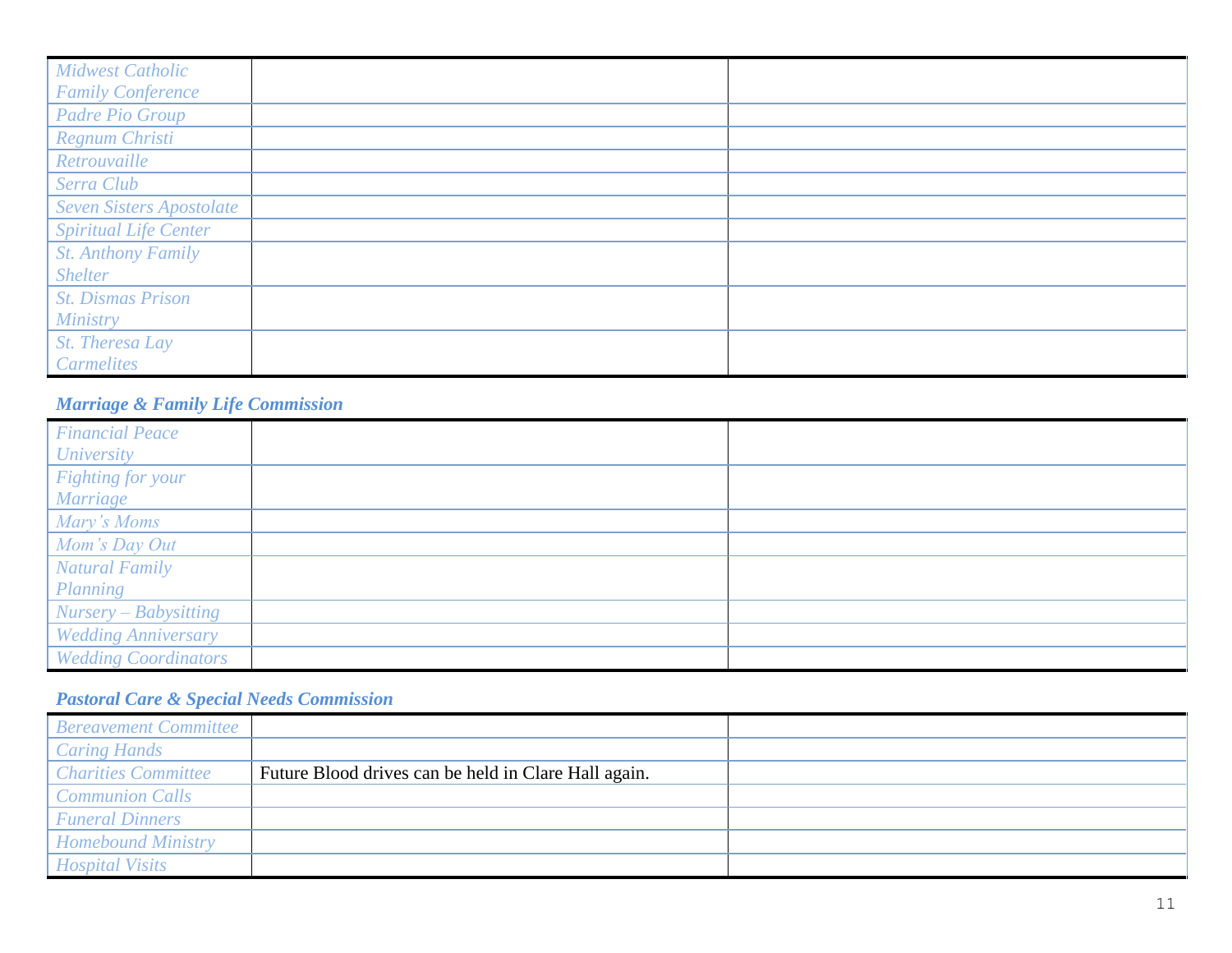| | | |
|---|---|---|
| *Midwest Catholic Family Conference* | | |
| *Padre Pio Group* | | |
| *Regnum Christi* | | |
| *Retrouvaille* | | |
| *Serra Club* | | |
| *Seven Sisters Apostolate* | | |
| *Spiritual Life Center* | | |
| *St. Anthony Family Shelter* | | |
| *St. Dismas Prison Ministry* | | |
| *St. Theresa Lay Carmelites* | | |

### *Marriage & Family Life Commission*

| | | |
|---|---|---|
| *Financial Peace University* | | |
| *Fighting for your Marriage* | | |
| *Mary's Moms* | | |
| *Mom's Day Out* | | |
| *Natural Family Planning* | | |
| *Nursery – Babysitting* | | |
| *Wedding Anniversary* | | |
| *Wedding Coordinators* | | |

### *Pastoral Care & Special Needs Commission*

| | | |
|---|---|---|
| *Bereavement Committee* | | |
| *Caring Hands* | | |
| *Charities Committee* | Future Blood drives can be held in Clare Hall again. | |
| *Communion Calls* | | |
| *Funeral Dinners* | | |
| *Homebound Ministry* | | |
| *Hospital Visits* | | |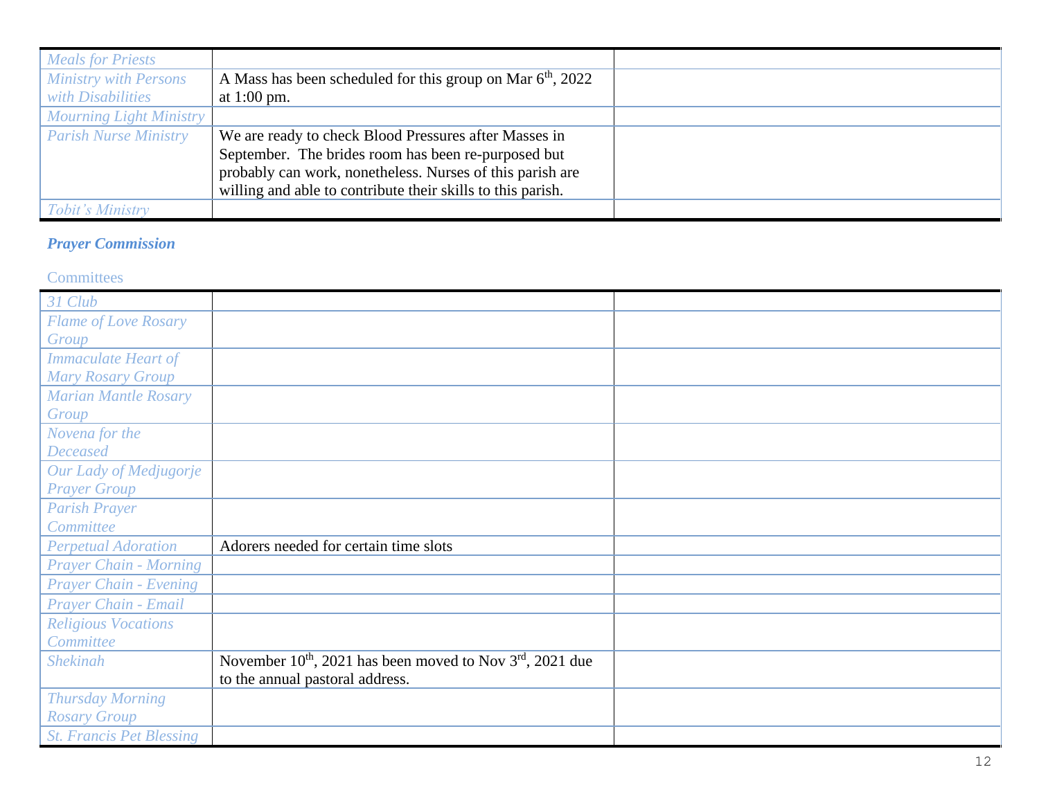| | | |
|---|---|---|
| *Meals for Priests* | | |
| *Ministry with Persons with Disabilities* | A Mass has been scheduled for this group on Mar 6th, 2022 at 1:00 pm. | |
| *Mourning Light Ministry* | | |
| *Parish Nurse Ministry* | We are ready to check Blood Pressures after Masses in September. The brides room has been re-purposed but probably can work, nonetheless. Nurses of this parish are willing and able to contribute their skills to this parish. | |
| *Tobit's Ministry* | | |

***Prayer Commission***

Committees

| | | |
|---|---|---|
| *31 Club* | | |
| *Flame of Love Rosary Group* | | |
| *Immaculate Heart of Mary Rosary Group* | | |
| *Marian Mantle Rosary Group* | | |
| *Novena for the Deceased* | | |
| *Our Lady of Medjugorje Prayer Group* | | |
| *Parish Prayer Committee* | | |
| *Perpetual Adoration* | Adorers needed for certain time slots | |
| *Prayer Chain - Morning* | | |
| *Prayer Chain - Evening* | | |
| *Prayer Chain - Email* | | |
| *Religious Vocations Committee* | | |
| *Shekinah* | November 10th, 2021 has been moved to Nov 3rd, 2021 due to the annual pastoral address. | |
| *Thursday Morning Rosary Group* | | |
| *St. Francis Pet Blessing* | | |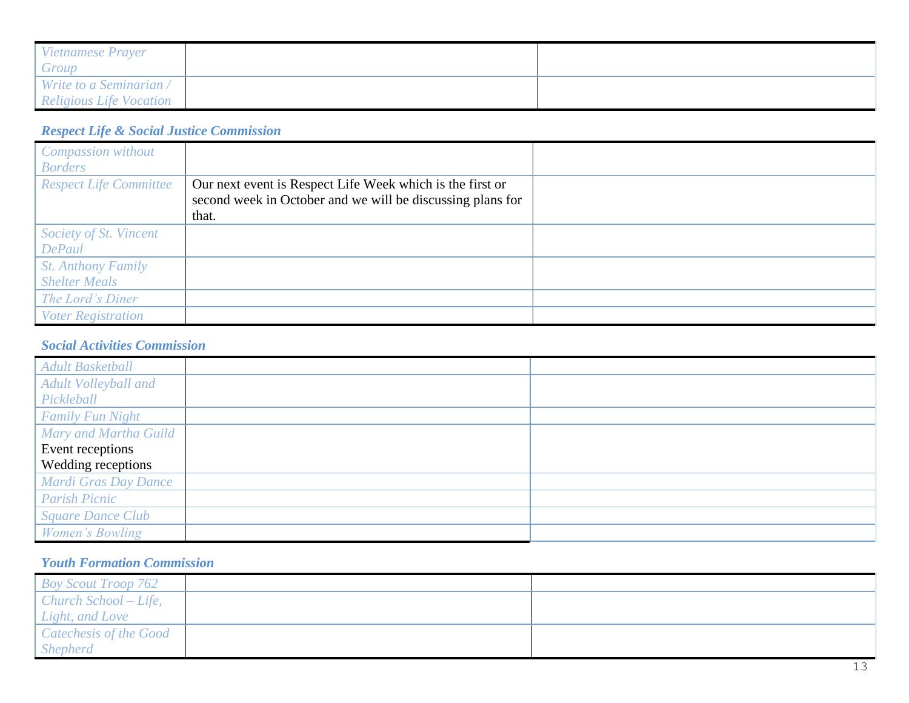| | | |
|---|---|---|
| *Vietnamese Prayer Group* | | |
| *Write to a Seminarian / Religious Life Vocation* | | |

### *Respect Life & Social Justice Commission*

| | | |
|---|---|---|
| *Compassion without Borders* | | |
| *Respect Life Committee* | Our next event is Respect Life Week which is the first or second week in October and we will be discussing plans for that. | |
| *Society of St. Vincent DePaul* | | |
| *St. Anthony Family Shelter Meals* | | |
| *The Lord's Diner* | | |
| *Voter Registration* | | |

### *Social Activities Commission*

| | | |
|---|---|---|
| *Adult Basketball* | | |
| *Adult Volleyball and Pickleball* | | |
| *Family Fun Night* | | |
| *Mary and Martha Guild* Event receptions Wedding receptions | | |
| *Mardi Gras Day Dance* | | |
| *Parish Picnic* | | |
| *Square Dance Club* | | |
| *Women's Bowling* | | |

### *Youth Formation Commission*

| | | |
|---|---|---|
| *Boy Scout Troop 762* | | |
| *Church School – Life, Light, and Love* | | |
| *Catechesis of the Good Shepherd* | | |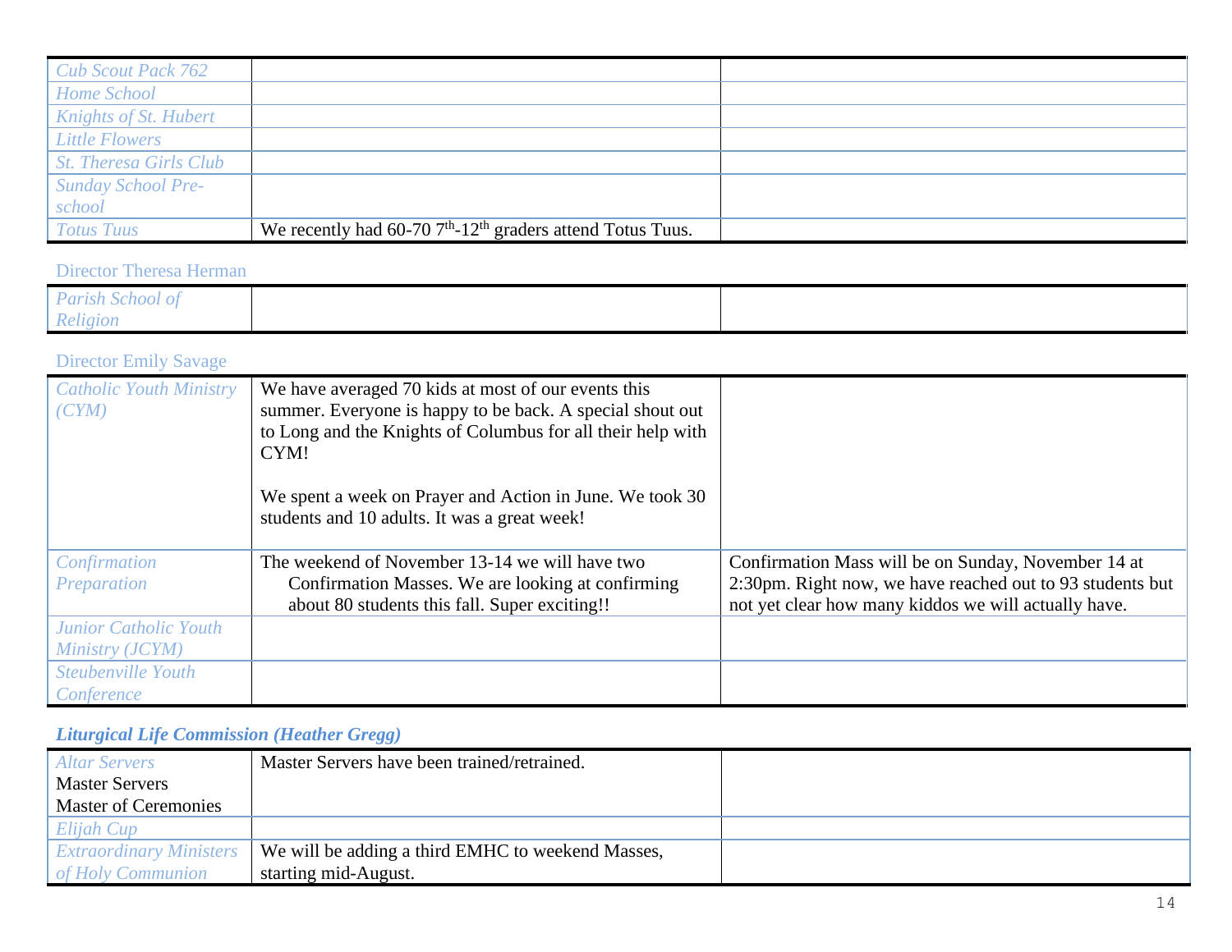| | | |
|---|---|---|
| *Cub Scout Pack 762* | | |
| *Home School* | | |
| *Knights of St. Hubert* | | |
| *Little Flowers* | | |
| *St. Theresa Girls Club* | | |
| *Sunday School Pre-school* | | |
| *Totus Tuus* | We recently had 60-70 7th-12th graders attend Totus Tuus. | |

Director Theresa Herman

| | | |
|---|---|---|
| *Parish School of Religion* | | |

Director Emily Savage

| | | |
|---|---|---|
| *Catholic Youth Ministry (CYM)* | We have averaged 70 kids at most of our events this summer. Everyone is happy to be back. A special shout out to Long and the Knights of Columbus for all their help with CYM!<br><br>We spent a week on Prayer and Action in June. We took 30 students and 10 adults. It was a great week! | |
| *Confirmation Preparation* | The weekend of November 13-14 we will have two Confirmation Masses. We are looking at confirming about 80 students this fall. Super exciting!! | Confirmation Mass will be on Sunday, November 14 at 2:30pm. Right now, we have reached out to 93 students but not yet clear how many kiddos we will actually have. |
| *Junior Catholic Youth Ministry (JCYM)* | | |
| *Steubenville Youth Conference* | | |

### ***Liturgical Life Commission (Heather Gregg)***

| | | |
|---|---|---|
| *Altar Servers*<br>Master Servers<br>Master of Ceremonies | Master Servers have been trained/retrained. | |
| *Elijah Cup* | | |
| *Extraordinary Ministers of Holy Communion* | We will be adding a third EMHC to weekend Masses, starting mid-August. | |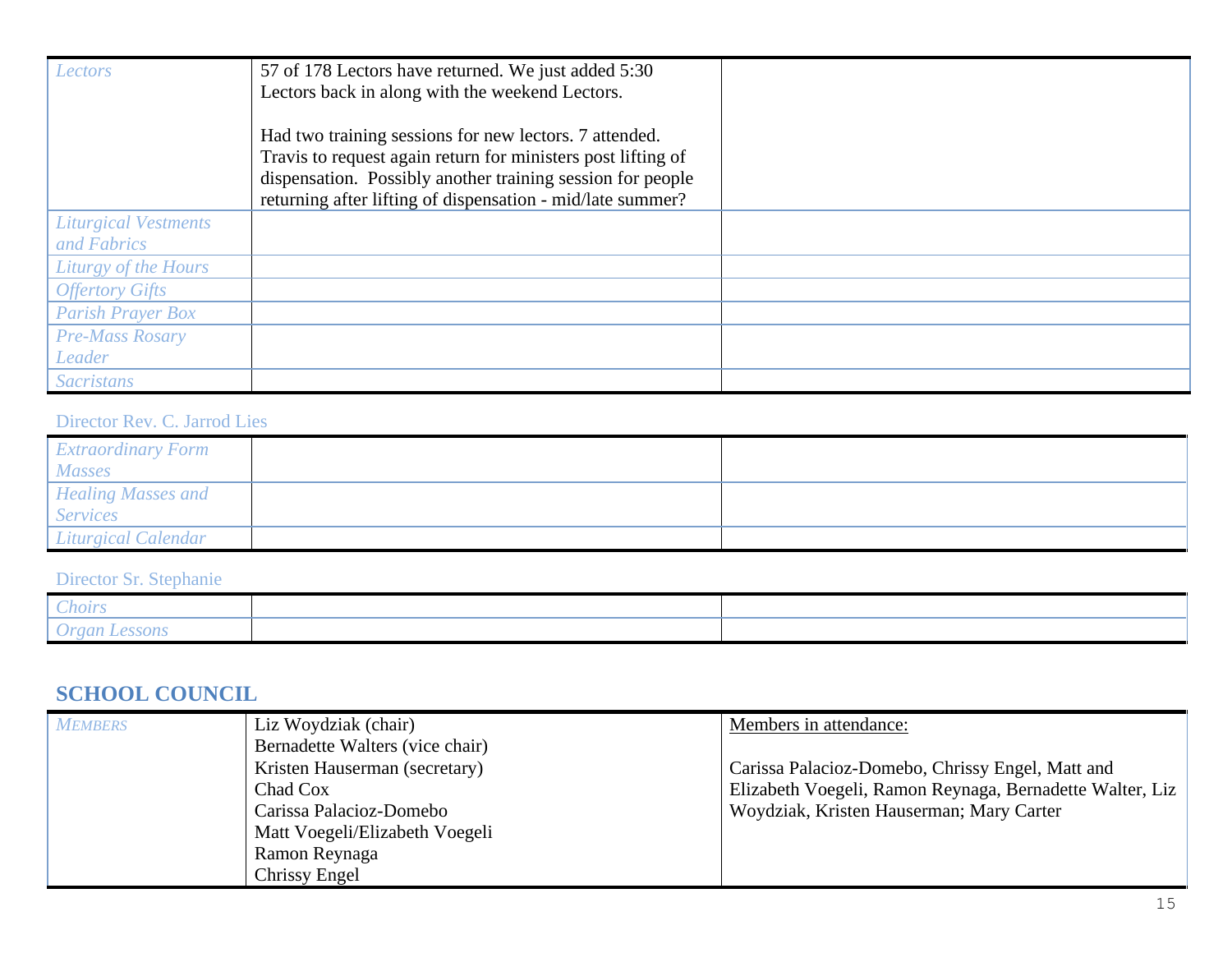| | | |
|---|---|---|
| *Lectors* | 57 of 178 Lectors have returned. We just added 5:30 Lectors back in along with the weekend Lectors.<br><br>Had two training sessions for new lectors. 7 attended. Travis to request again return for ministers post lifting of dispensation. Possibly another training session for people returning after lifting of dispensation - mid/late summer? | |
| *Liturgical Vestments and Fabrics* | | |
| *Liturgy of the Hours* | | |
| *Offertory Gifts* | | |
| *Parish Prayer Box* | | |
| *Pre-Mass Rosary Leader* | | |
| *Sacristans* | | |

Director Rev. C. Jarrod Lies

| | | |
|---|---|---|
| *Extraordinary Form Masses* | | |
| *Healing Masses and Services* | | |
| *Liturgical Calendar* | | |

Director Sr. Stephanie

| | | |
|---|---|---|
| *Choirs* | | |
| *Organ Lessons* | | |

## SCHOOL COUNCIL

| | | |
|---|---|---|
| *MEMBERS* | Liz Woydziak (chair)<br>Bernadette Walters (vice chair)<br>Kristen Hauserman (secretary)<br>Chad Cox<br>Carissa Palacioz-Domebo<br>Matt Voegeli/Elizabeth Voegeli<br>Ramon Reynaga<br>Chrissy Engel | Members in attendance:<br><br>Carissa Palacioz-Domebo, Chrissy Engel, Matt and Elizabeth Voegeli, Ramon Reynaga, Bernadette Walter, Liz Woydziak, Kristen Hauserman; Mary Carter |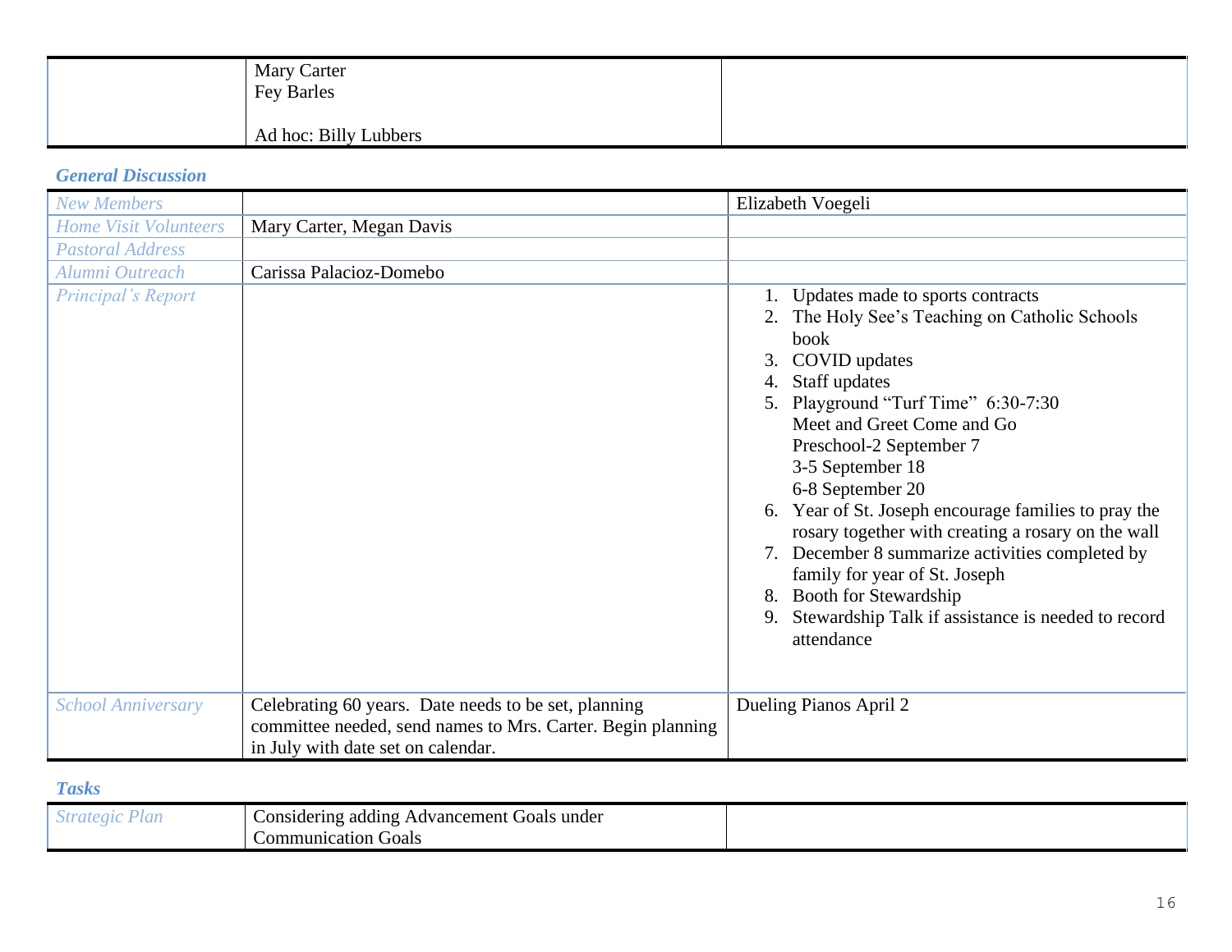| | | |
|---|---|---|
| | Mary Carter<br>Fey Barles<br><br>Ad hoc: Billy Lubbers | |

### *General Discussion*

| | | |
|---|---|---|
| *New Members* | | Elizabeth Voegeli |
| *Home Visit Volunteers* | Mary Carter, Megan Davis | |
| *Pastoral Address* | | |
| *Alumni Outreach* | Carissa Palacioz-Domebo | |
| *Principal's Report* | | 1. Updates made to sports contracts<br>2. The Holy See's Teaching on Catholic Schools book<br>3. COVID updates<br>4. Staff updates<br>5. Playground "Turf Time" 6:30-7:30 Meet and Greet Come and Go Preschool-2 September 7 3-5 September 18 6-8 September 20<br>6. Year of St. Joseph encourage families to pray the rosary together with creating a rosary on the wall<br>7. December 8 summarize activities completed by family for year of St. Joseph<br>8. Booth for Stewardship<br>9. Stewardship Talk if assistance is needed to record attendance |
| *School Anniversary* | Celebrating 60 years. Date needs to be set, planning committee needed, send names to Mrs. Carter. Begin planning in July with date set on calendar. | Dueling Pianos April 2 |

### *Tasks*

| | | |
|---|---|---|
| *Strategic Plan* | Considering adding Advancement Goals under Communication Goals | |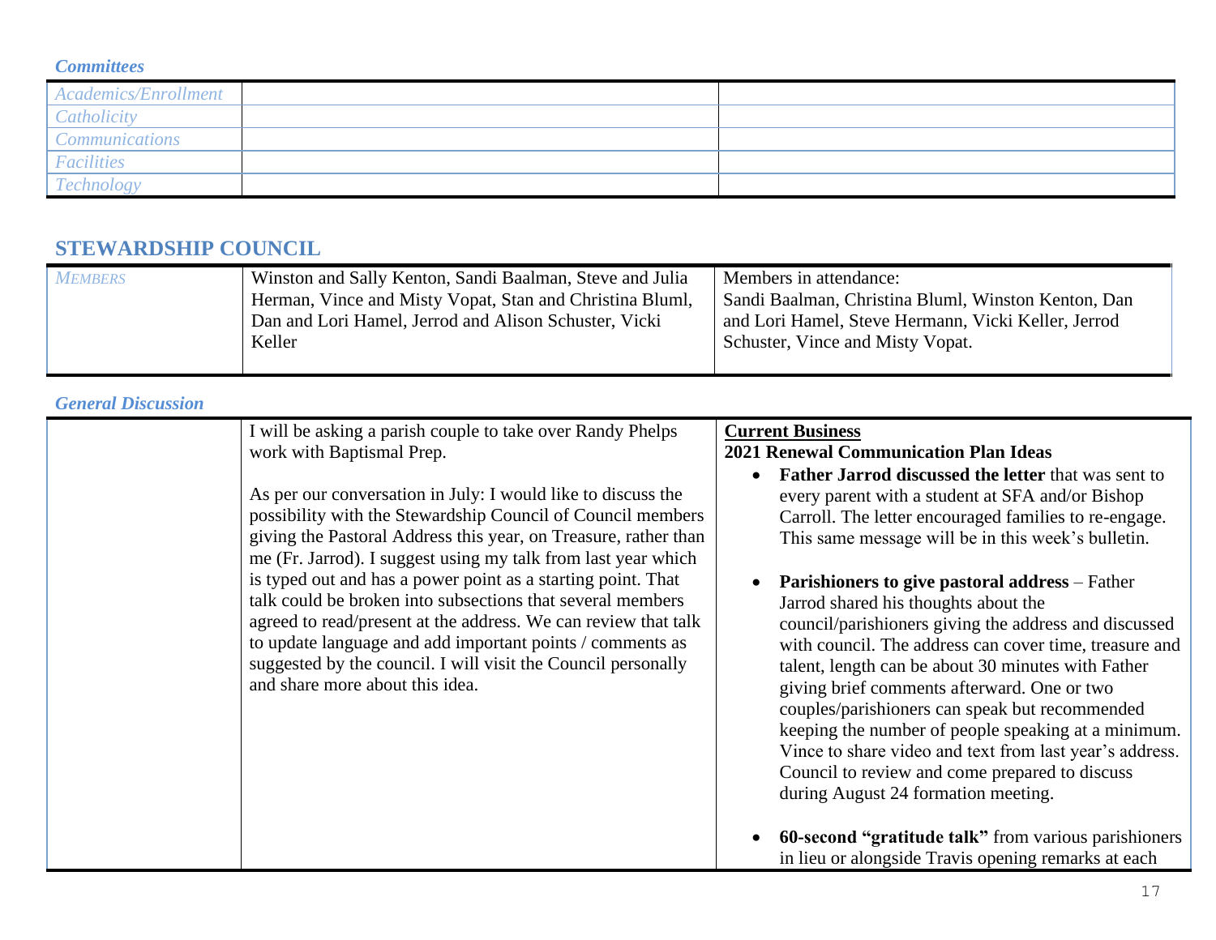### *Committees*

| | | |
|---|---|---|
| *Academics/Enrollment* | | |
| *Catholicity* | | |
| *Communications* | | |
| *Facilities* | | |
| *Technology* | | |

## STEWARDSHIP COUNCIL

| | | |
|---|---|---|
| *MEMBERS* | Winston and Sally Kenton, Sandi Baalman, Steve and Julia Herman, Vince and Misty Vopat, Stan and Christina Bluml, Dan and Lori Hamel, Jerrod and Alison Schuster, Vicki Keller | Members in attendance: Sandi Baalman, Christina Bluml, Winston Kenton, Dan and Lori Hamel, Steve Hermann, Vicki Keller, Jerrod Schuster, Vince and Misty Vopat. |

### *General Discussion*

| | | |
|---|---|---|
| | I will be asking a parish couple to take over Randy Phelps work with Baptismal Prep.<br><br>As per our conversation in July: I would like to discuss the possibility with the Stewardship Council of Council members giving the Pastoral Address this year, on Treasure, rather than me (Fr. Jarrod). I suggest using my talk from last year which is typed out and has a power point as a starting point. That talk could be broken into subsections that several members agreed to read/present at the address. We can review that talk to update language and add important points / comments as suggested by the council. I will visit the Council personally and share more about this idea. | **<u>Current Business</u>**<br>**2021 Renewal Communication Plan Ideas**<br>• **Father Jarrod discussed the letter** that was sent to every parent with a student at SFA and/or Bishop Carroll. The letter encouraged families to re-engage. This same message will be in this week's bulletin.<br><br>• **Parishioners to give pastoral address** – Father Jarrod shared his thoughts about the council/parishioners giving the address and discussed with council. The address can cover time, treasure and talent, length can be about 30 minutes with Father giving brief comments afterward. One or two couples/parishioners can speak but recommended keeping the number of people speaking at a minimum. Vince to share video and text from last year's address. Council to review and come prepared to discuss during August 24 formation meeting.<br><br>• **60-second "gratitude talk"** from various parishioners in lieu or alongside Travis opening remarks at each |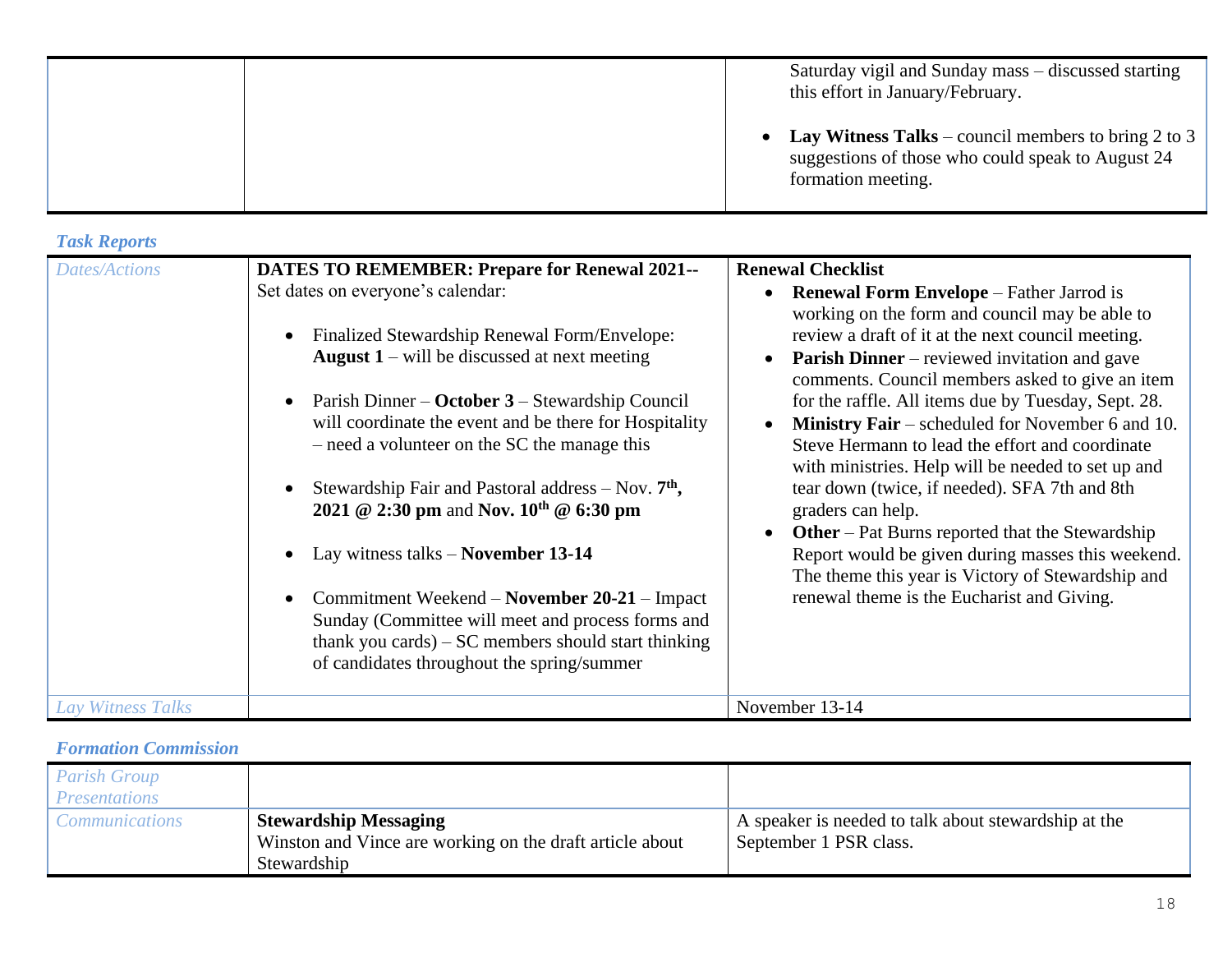| | | Saturday vigil and Sunday mass – discussed starting this effort in January/February.<br><br>• **Lay Witness Talks** – council members to bring 2 to 3 suggestions of those who could speak to August 24 formation meeting. |
|---|---|---|

### *Task Reports*

| *Dates/Actions* | **DATES TO REMEMBER: Prepare for Renewal 2021--** Set dates on everyone's calendar:<br><br>• Finalized Stewardship Renewal Form/Envelope: **August 1** – will be discussed at next meeting<br><br>• Parish Dinner – **October 3** – Stewardship Council will coordinate the event and be there for Hospitality – need a volunteer on the SC the manage this<br><br>• Stewardship Fair and Pastoral address – Nov. **7th, 2021 @ 2:30 pm** and **Nov. 10th @ 6:30 pm**<br><br>• Lay witness talks – **November 13-14**<br><br>• Commitment Weekend – **November 20-21** – Impact Sunday (Committee will meet and process forms and thank you cards) – SC members should start thinking of candidates throughout the spring/summer | **Renewal Checklist**<br>• **Renewal Form Envelope** – Father Jarrod is working on the form and council may be able to review a draft of it at the next council meeting.<br>• **Parish Dinner** – reviewed invitation and gave comments. Council members asked to give an item for the raffle. All items due by Tuesday, Sept. 28.<br>• **Ministry Fair** – scheduled for November 6 and 10. Steve Hermann to lead the effort and coordinate with ministries. Help will be needed to set up and tear down (twice, if needed). SFA 7th and 8th graders can help.<br>• **Other** – Pat Burns reported that the Stewardship Report would be given during masses this weekend. The theme this year is Victory of Stewardship and renewal theme is the Eucharist and Giving. |
|---|---|---|
| *Lay Witness Talks* | | November 13-14 |

### *Formation Commission*

| *Parish Group Presentations* | | |
|---|---|---|
| *Communications* | **Stewardship Messaging**<br>Winston and Vince are working on the draft article about Stewardship | A speaker is needed to talk about stewardship at the September 1 PSR class. |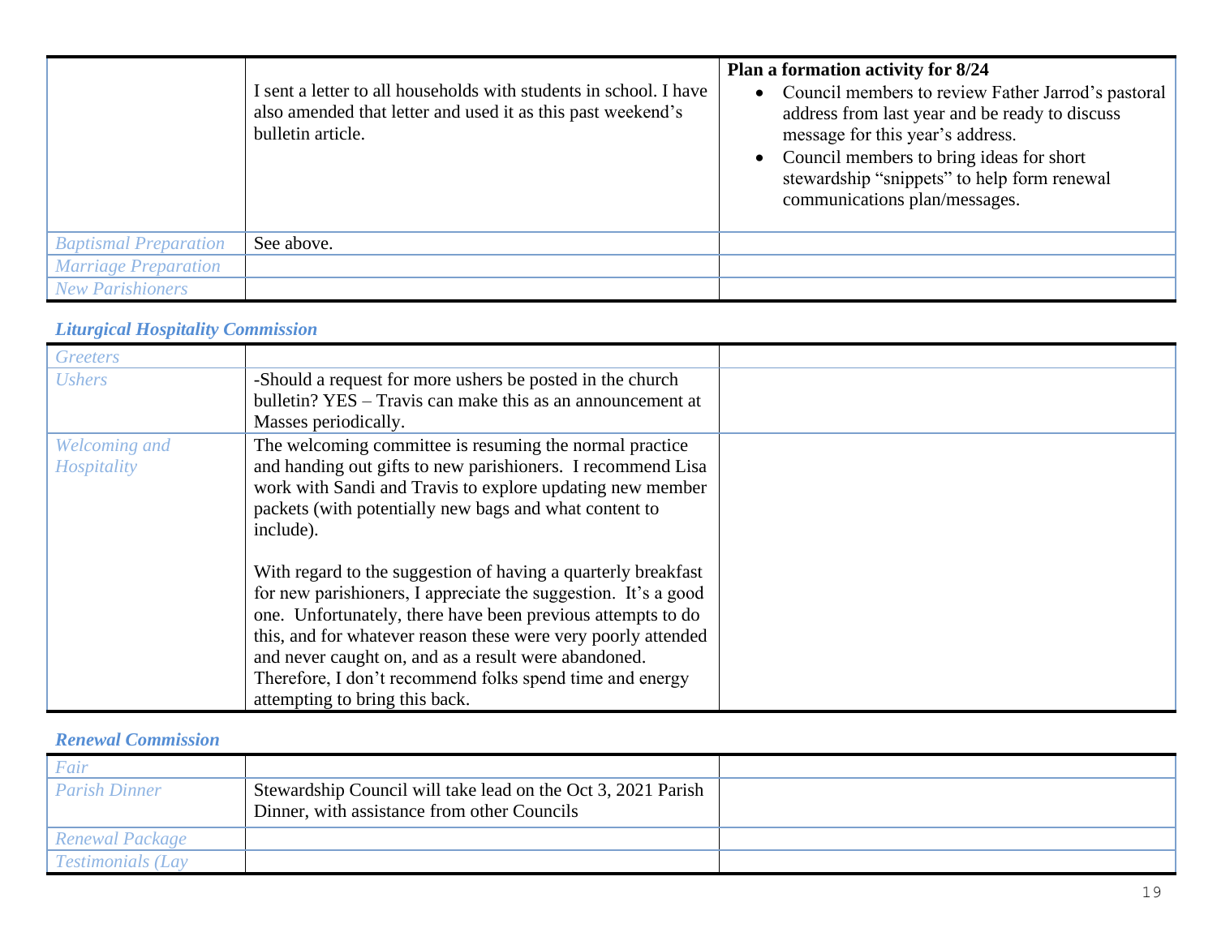| | | |
|---|---|---|
| | I sent a letter to all households with students in school. I have also amended that letter and used it as this past weekend's bulletin article. | **Plan a formation activity for 8/24**<br>• Council members to review Father Jarrod's pastoral address from last year and be ready to discuss message for this year's address.<br>• Council members to bring ideas for short stewardship "snippets" to help form renewal communications plan/messages. |
| *Baptismal Preparation* | See above. | |
| *Marriage Preparation* | | |
| *New Parishioners* | | |

### *Liturgical Hospitality Commission*

| | | |
|---|---|---|
| *Greeters* | | |
| *Ushers* | -Should a request for more ushers be posted in the church bulletin? YES – Travis can make this as an announcement at Masses periodically. | |
| *Welcoming and Hospitality* | The welcoming committee is resuming the normal practice and handing out gifts to new parishioners. I recommend Lisa work with Sandi and Travis to explore updating new member packets (with potentially new bags and what content to include).<br><br>With regard to the suggestion of having a quarterly breakfast for new parishioners, I appreciate the suggestion. It's a good one. Unfortunately, there have been previous attempts to do this, and for whatever reason these were very poorly attended and never caught on, and as a result were abandoned. Therefore, I don't recommend folks spend time and energy attempting to bring this back. | |

### *Renewal Commission*

| | | |
|---|---|---|
| *Fair* | | |
| *Parish Dinner* | Stewardship Council will take lead on the Oct 3, 2021 Parish Dinner, with assistance from other Councils | |
| *Renewal Package* | | |
| *Testimonials (Lay* | | |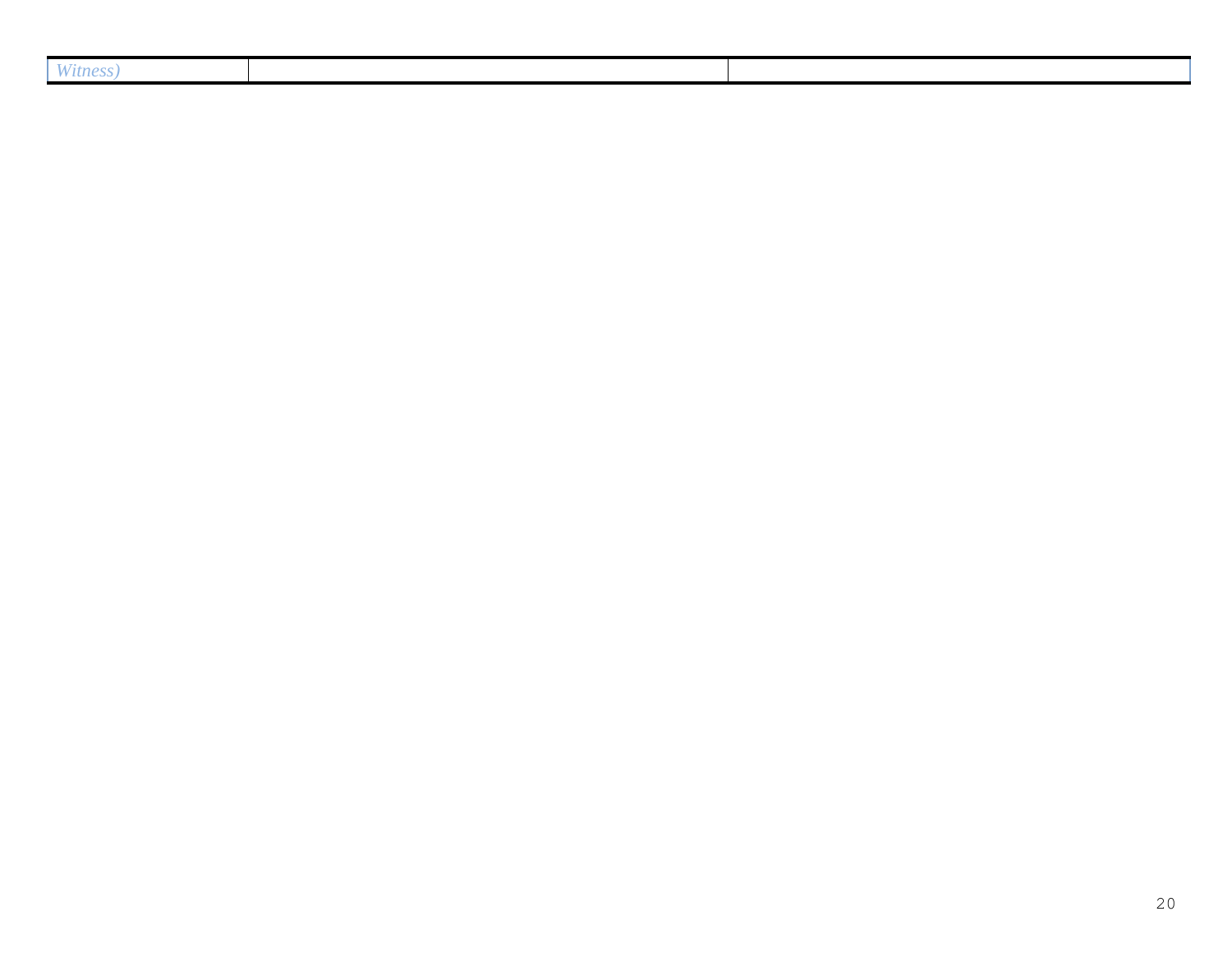| | | |
|---|---|---|
| *Witness)* | | |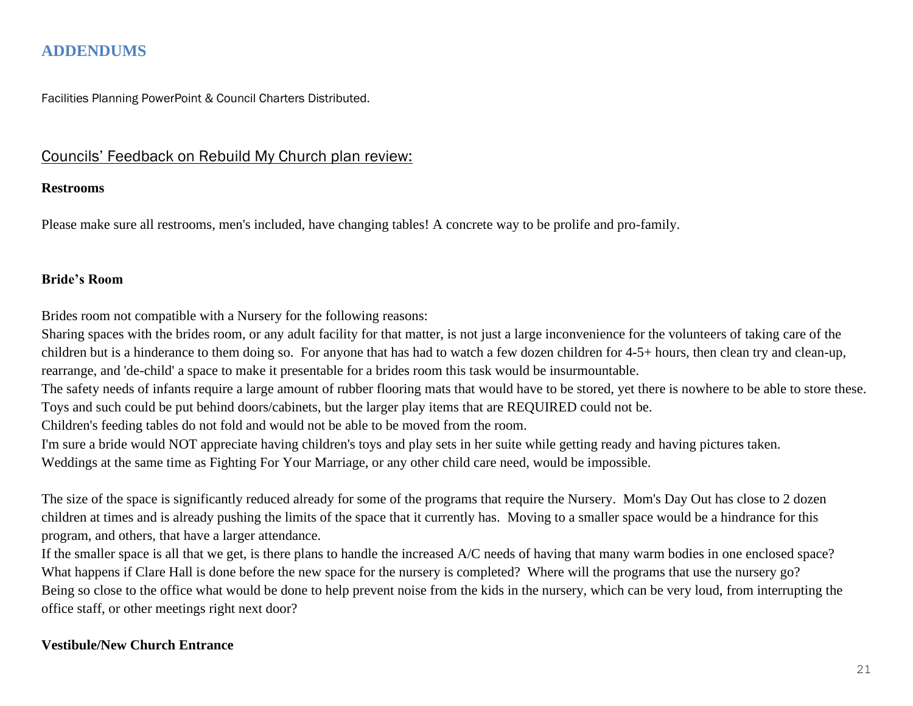## ADDENDUMS

Facilities Planning PowerPoint & Council Charters Distributed.

<u>Councils' Feedback on Rebuild My Church plan review:</u>

**Restrooms**

Please make sure all restrooms, men's included, have changing tables! A concrete way to be prolife and pro-family.

**Bride's Room**

Brides room not compatible with a Nursery for the following reasons:
Sharing spaces with the brides room, or any adult facility for that matter, is not just a large inconvenience for the volunteers of taking care of the children but is a hinderance to them doing so. For anyone that has had to watch a few dozen children for 4-5+ hours, then clean try and clean-up, rearrange, and 'de-child' a space to make it presentable for a brides room this task would be insurmountable.
The safety needs of infants require a large amount of rubber flooring mats that would have to be stored, yet there is nowhere to be able to store these.
Toys and such could be put behind doors/cabinets, but the larger play items that are REQUIRED could not be.
Children's feeding tables do not fold and would not be able to be moved from the room.
I'm sure a bride would NOT appreciate having children's toys and play sets in her suite while getting ready and having pictures taken.
Weddings at the same time as Fighting For Your Marriage, or any other child care need, would be impossible.

The size of the space is significantly reduced already for some of the programs that require the Nursery. Mom's Day Out has close to 2 dozen children at times and is already pushing the limits of the space that it currently has. Moving to a smaller space would be a hindrance for this program, and others, that have a larger attendance.
If the smaller space is all that we get, is there plans to handle the increased A/C needs of having that many warm bodies in one enclosed space?
What happens if Clare Hall is done before the new space for the nursery is completed? Where will the programs that use the nursery go?
Being so close to the office what would be done to help prevent noise from the kids in the nursery, which can be very loud, from interrupting the office staff, or other meetings right next door?

**Vestibule/New Church Entrance**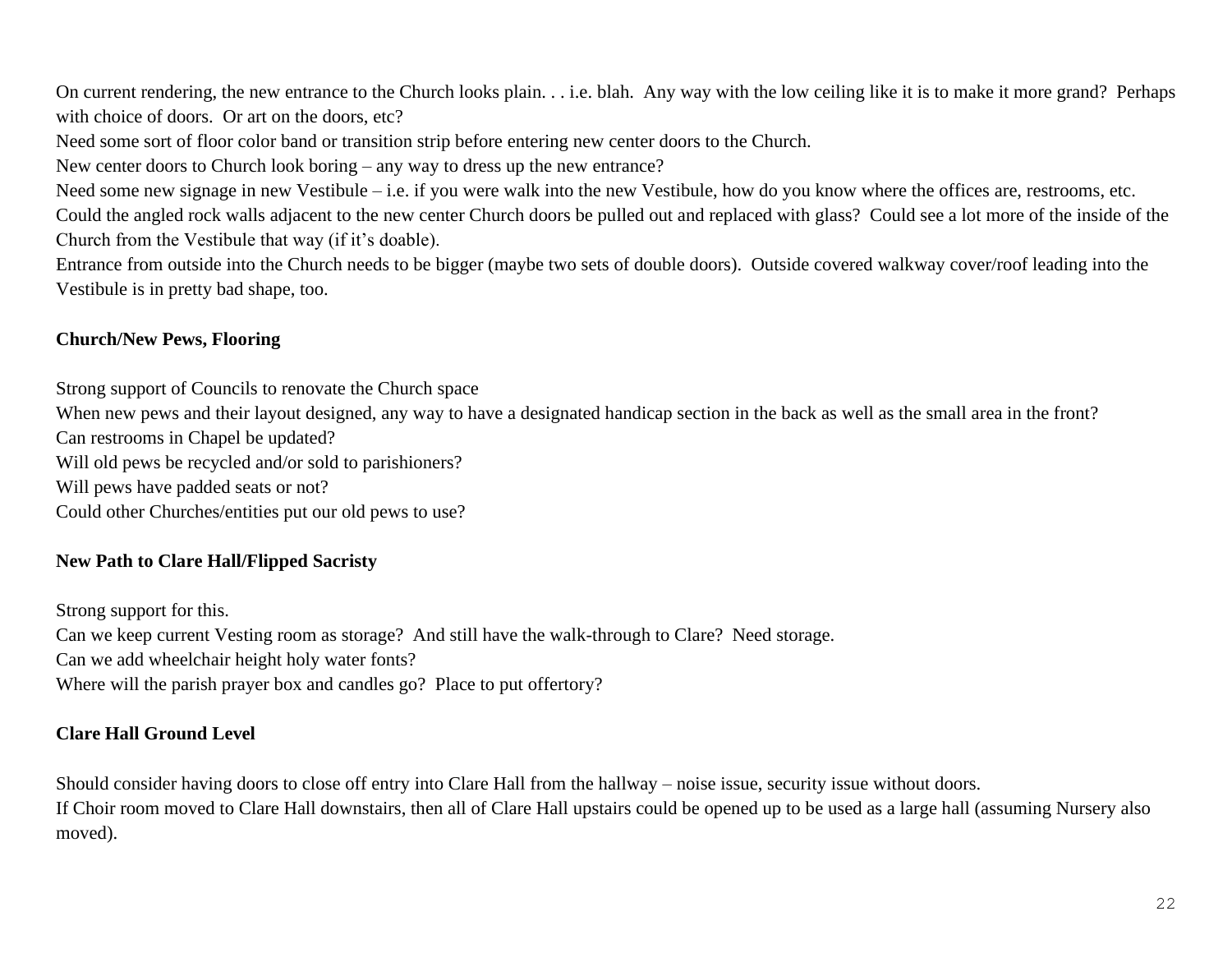On current rendering, the new entrance to the Church looks plain. . . i.e. blah. Any way with the low ceiling like it is to make it more grand? Perhaps with choice of doors. Or art on the doors, etc?

Need some sort of floor color band or transition strip before entering new center doors to the Church.

New center doors to Church look boring – any way to dress up the new entrance?

Need some new signage in new Vestibule – i.e. if you were walk into the new Vestibule, how do you know where the offices are, restrooms, etc.

Could the angled rock walls adjacent to the new center Church doors be pulled out and replaced with glass? Could see a lot more of the inside of the Church from the Vestibule that way (if it's doable).

Entrance from outside into the Church needs to be bigger (maybe two sets of double doors). Outside covered walkway cover/roof leading into the Vestibule is in pretty bad shape, too.

**Church/New Pews, Flooring**

Strong support of Councils to renovate the Church space

When new pews and their layout designed, any way to have a designated handicap section in the back as well as the small area in the front?

Can restrooms in Chapel be updated?

Will old pews be recycled and/or sold to parishioners?

Will pews have padded seats or not?

Could other Churches/entities put our old pews to use?

**New Path to Clare Hall/Flipped Sacristy**

Strong support for this.

Can we keep current Vesting room as storage? And still have the walk-through to Clare? Need storage.

Can we add wheelchair height holy water fonts?

Where will the parish prayer box and candles go? Place to put offertory?

**Clare Hall Ground Level**

Should consider having doors to close off entry into Clare Hall from the hallway – noise issue, security issue without doors.

If Choir room moved to Clare Hall downstairs, then all of Clare Hall upstairs could be opened up to be used as a large hall (assuming Nursery also moved).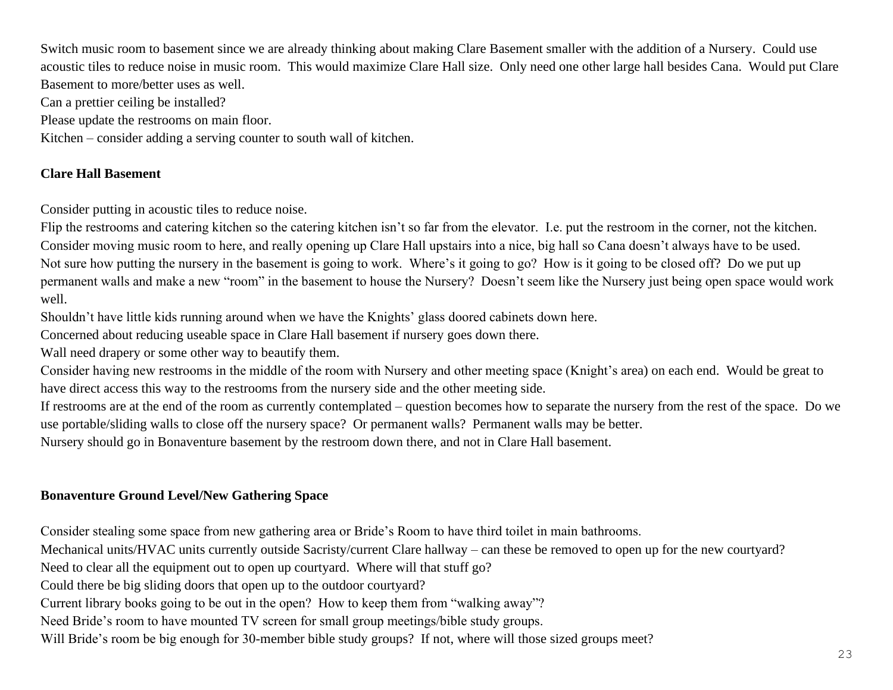Switch music room to basement since we are already thinking about making Clare Basement smaller with the addition of a Nursery. Could use acoustic tiles to reduce noise in music room. This would maximize Clare Hall size. Only need one other large hall besides Cana. Would put Clare Basement to more/better uses as well.

Can a prettier ceiling be installed?

Please update the restrooms on main floor.

Kitchen – consider adding a serving counter to south wall of kitchen.

**Clare Hall Basement**

Consider putting in acoustic tiles to reduce noise.

Flip the restrooms and catering kitchen so the catering kitchen isn't so far from the elevator. I.e. put the restroom in the corner, not the kitchen.

Consider moving music room to here, and really opening up Clare Hall upstairs into a nice, big hall so Cana doesn't always have to be used.

Not sure how putting the nursery in the basement is going to work. Where's it going to go? How is it going to be closed off? Do we put up permanent walls and make a new "room" in the basement to house the Nursery? Doesn't seem like the Nursery just being open space would work well.

Shouldn't have little kids running around when we have the Knights' glass doored cabinets down here.

Concerned about reducing useable space in Clare Hall basement if nursery goes down there.

Wall need drapery or some other way to beautify them.

Consider having new restrooms in the middle of the room with Nursery and other meeting space (Knight's area) on each end. Would be great to have direct access this way to the restrooms from the nursery side and the other meeting side.

If restrooms are at the end of the room as currently contemplated – question becomes how to separate the nursery from the rest of the space. Do we use portable/sliding walls to close off the nursery space? Or permanent walls? Permanent walls may be better.

Nursery should go in Bonaventure basement by the restroom down there, and not in Clare Hall basement.

**Bonaventure Ground Level/New Gathering Space**

Consider stealing some space from new gathering area or Bride's Room to have third toilet in main bathrooms.

Mechanical units/HVAC units currently outside Sacristy/current Clare hallway – can these be removed to open up for the new courtyard?

Need to clear all the equipment out to open up courtyard. Where will that stuff go?

Could there be big sliding doors that open up to the outdoor courtyard?

Current library books going to be out in the open? How to keep them from "walking away"?

Need Bride's room to have mounted TV screen for small group meetings/bible study groups.

Will Bride's room be big enough for 30-member bible study groups? If not, where will those sized groups meet?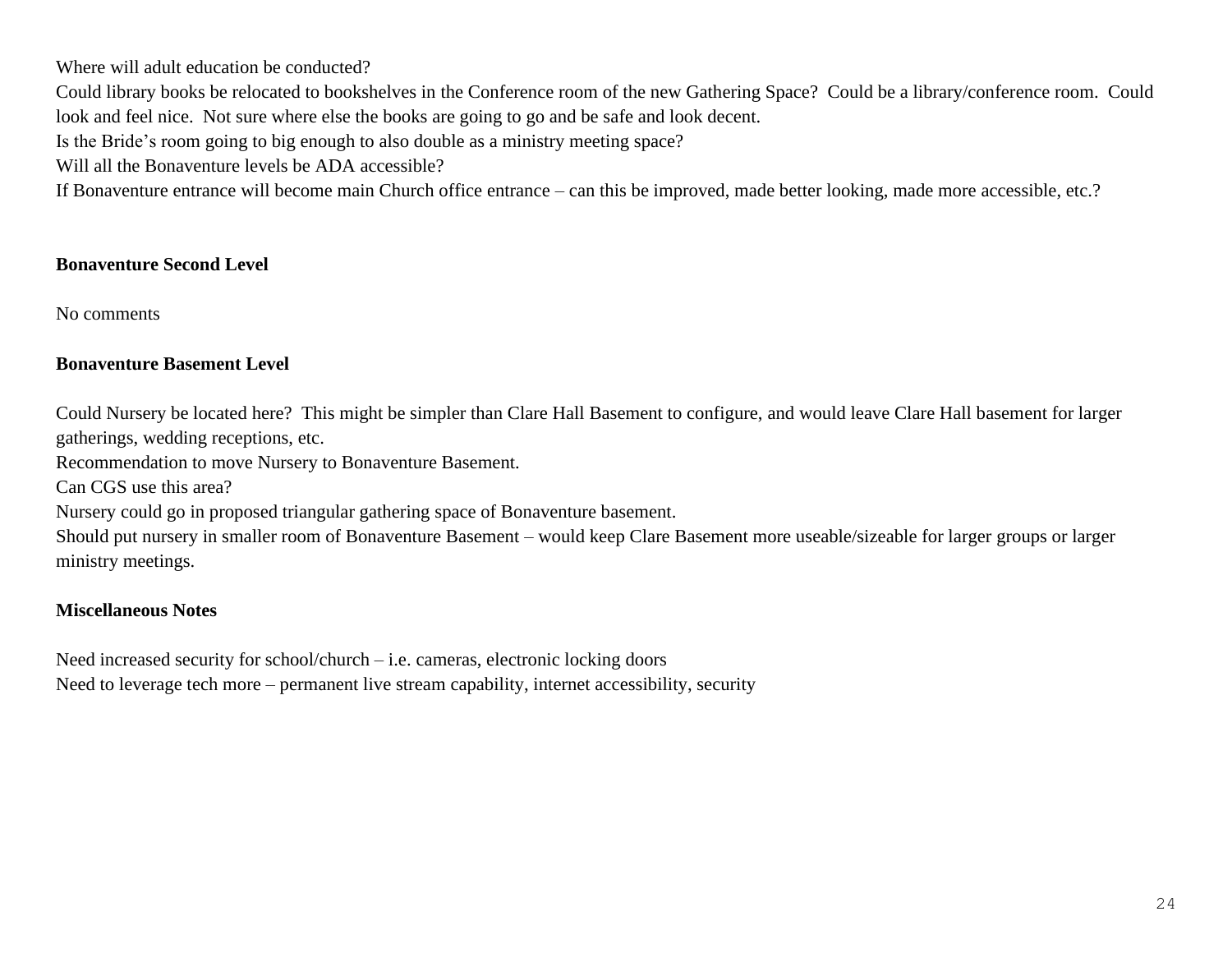Where will adult education be conducted?

Could library books be relocated to bookshelves in the Conference room of the new Gathering Space? Could be a library/conference room. Could look and feel nice. Not sure where else the books are going to go and be safe and look decent.

Is the Bride's room going to big enough to also double as a ministry meeting space?

Will all the Bonaventure levels be ADA accessible?

If Bonaventure entrance will become main Church office entrance – can this be improved, made better looking, made more accessible, etc.?

**Bonaventure Second Level**

No comments

**Bonaventure Basement Level**

Could Nursery be located here? This might be simpler than Clare Hall Basement to configure, and would leave Clare Hall basement for larger gatherings, wedding receptions, etc.

Recommendation to move Nursery to Bonaventure Basement.

Can CGS use this area?

Nursery could go in proposed triangular gathering space of Bonaventure basement.

Should put nursery in smaller room of Bonaventure Basement – would keep Clare Basement more useable/sizeable for larger groups or larger ministry meetings.

**Miscellaneous Notes**

Need increased security for school/church – i.e. cameras, electronic locking doors

Need to leverage tech more – permanent live stream capability, internet accessibility, security